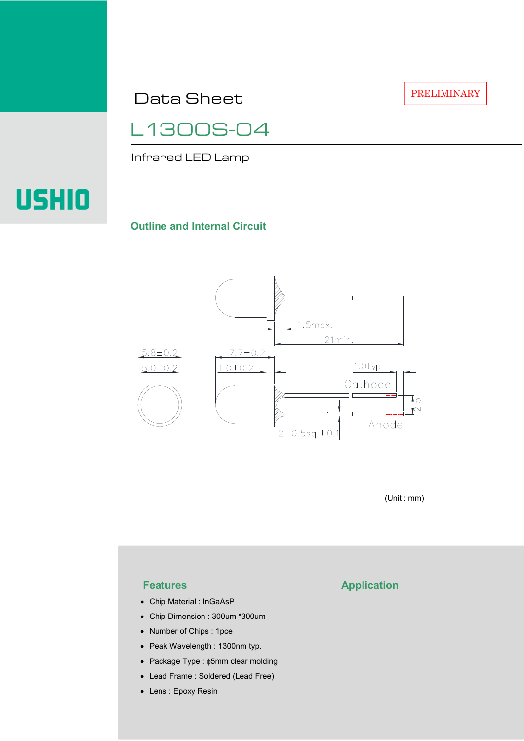PRELIMINARY

# Data Sheet

# L1300S-04

Infrared LED Lamp

USHIO

## Outline and Internal Circuit

(Unit : mm)

## Features

- Chip Material : InGaAsP
- Chip Dimension : 300um *300um
- Number of Chips : 1pce
- Peak Wavelength : 1300nm typ.
- Package Type : ϕ5mm clear molding
- Lead Frame : Soldered (Lead Free)
- Lens : Epoxy Resin

## Application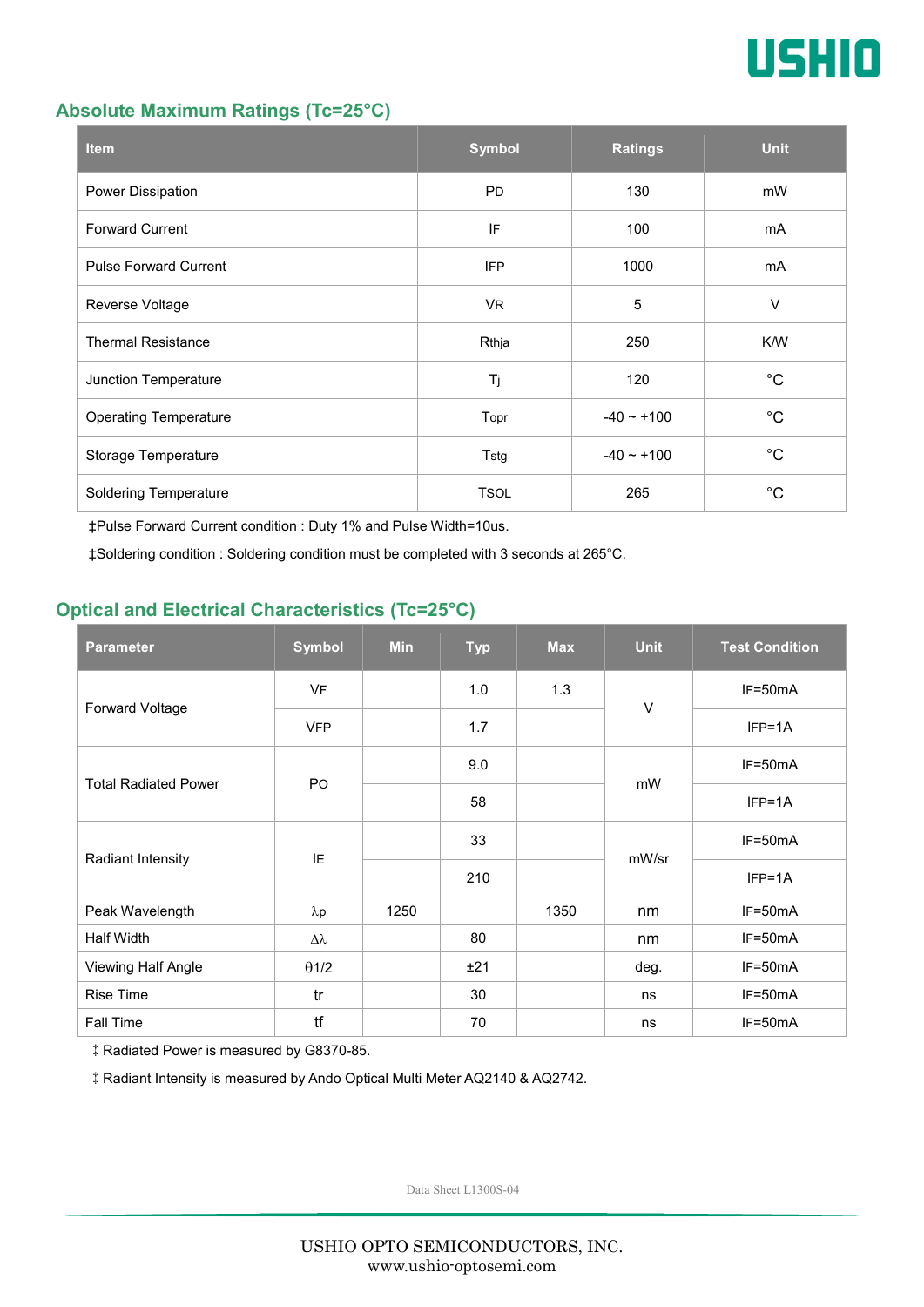## Absolute Maximum Ratings (Tc=25°C)

| Item | Symbol | Ratings | Unit |
|---|---|---|---|
| Power Dissipation | PD | 130 | mW |
| Forward Current | IF | 100 | mA |
| Pulse Forward Current | IFP | 1000 | mA |
| Reverse Voltage | VR | 5 | V |
| Thermal Resistance | Rthja | 250 | K/W |
| Junction Temperature | Tj | 120 | °C |
| Operating Temperature | Topr | -40 ~ +100 | °C |
| Storage Temperature | Tstg | -40 ~ +100 | °C |
| Soldering Temperature | TSOL | 265 | °C |

‡Pulse Forward Current condition : Duty 1% and Pulse Width=10us.

‡Soldering condition : Soldering condition must be completed with 3 seconds at 265°C.

## Optical and Electrical Characteristics (Tc=25°C)

| Parameter | Symbol | Min | Typ | Max | Unit | Test Condition |
|---|---|---|---|---|---|---|
| Forward Voltage | VF | | 1.0 | 1.3 | V | IF=50mA |
| | VFP | | 1.7 | | | IFP=1A |
| Total Radiated Power | PO | | 9.0 | | mW | IF=50mA |
| | | | 58 | | | IFP=1A |
| Radiant Intensity | IE | | 33 | | mW/sr | IF=50mA |
| | | | 210 | | | IFP=1A |
| Peak Wavelength | λp | 1250 | | 1350 | nm | IF=50mA |
| Half Width | Δλ | | 80 | | nm | IF=50mA |
| Viewing Half Angle | θ1/2 | | ±21 | | deg. | IF=50mA |
| Rise Time | tr | | 30 | | ns | IF=50mA |
| Fall Time | tf | | 70 | | ns | IF=50mA |

‡ Radiated Power is measured by G8370-85.

‡ Radiant Intensity is measured by Ando Optical Multi Meter AQ2140 & AQ2742.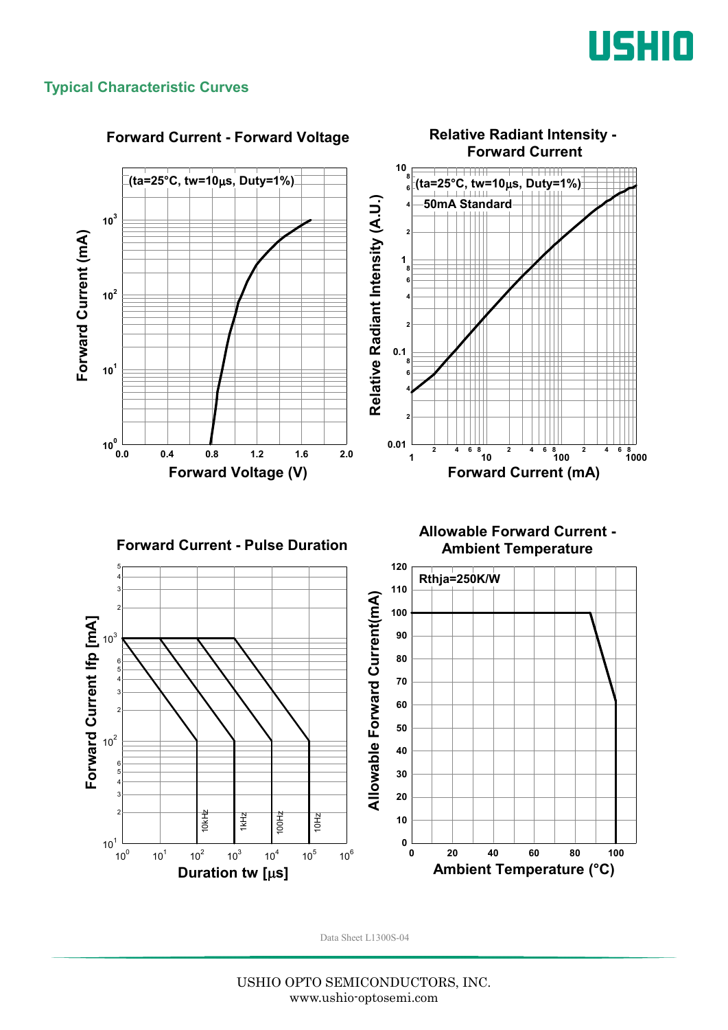## Typical Characteristic Curves

### Forward Current - Forward Voltage

(ta=25°C, tw=10μs, Duty=1%)

Forward Current (mA)

Forward Voltage (V)

### Relative Radiant Intensity - Forward Current

(ta=25°C, tw=10μs, Duty=1%)

50mA Standard

Relative Radiant Intensity (A.U.)

Forward Current (mA)

### Forward Current - Pulse Duration

Forward Current Ifp [mA]

Duration tw [μs]

10kHz, 1kHz, 100Hz, 10Hz

### Allowable Forward Current - Ambient Temperature

Rthja=250K/W

Allowable Forward Current(mA)

Ambient Temperature (°C)

Data Sheet L1300S-04

USHIO OPTO SEMICONDUCTORS, INC.
www.ushio-optosemi.com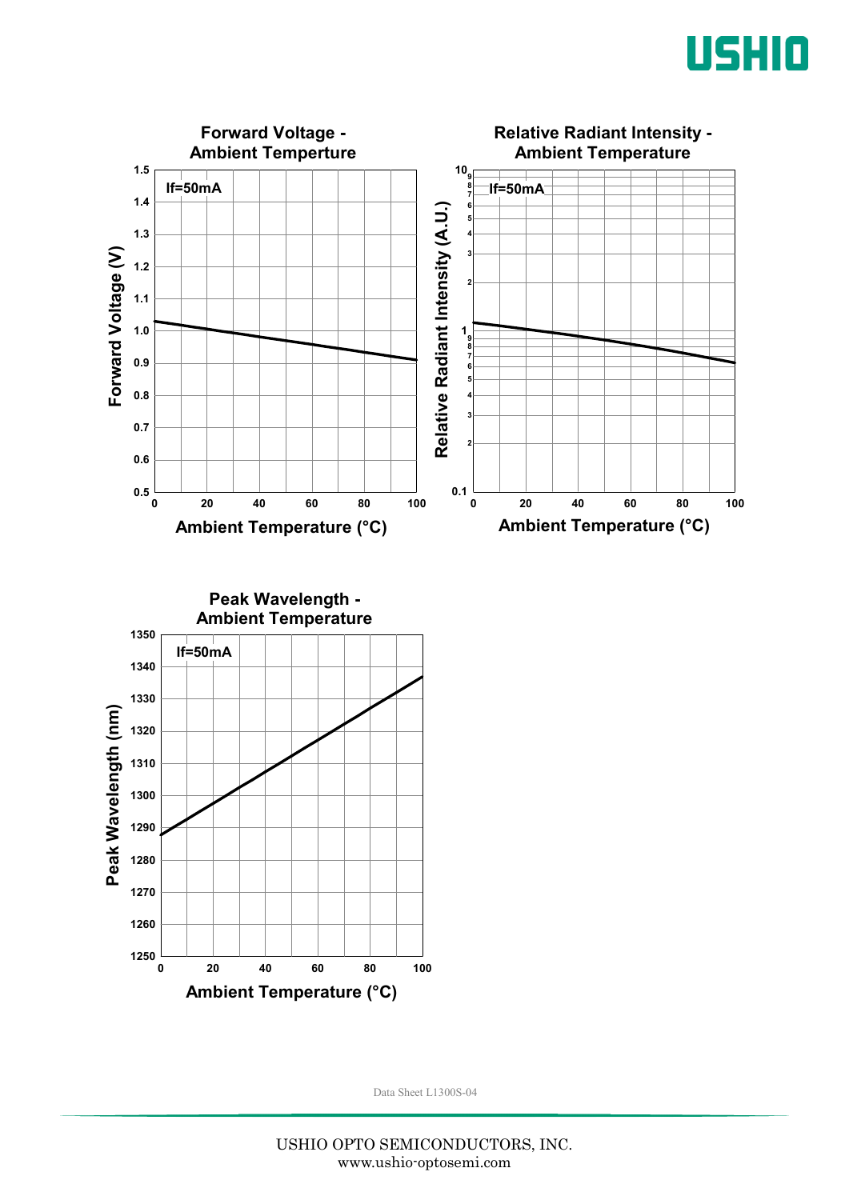**Forward Voltage - Ambient Temperture**

If=50mA

Forward Voltage (V) vs. Ambient Temperature (°C)

**Relative Radiant Intensity - Ambient Temperature**

If=50mA

Relative Radiant Intensity (A.U.) vs. Ambient Temperature (°C)

**Peak Wavelength - Ambient Temperature**

If=50mA

Peak Wavelength (nm) vs. Ambient Temperature (°C)

Data Sheet L1300S-04

USHIO OPTO SEMICONDUCTORS, INC.
www.ushio-optosemi.com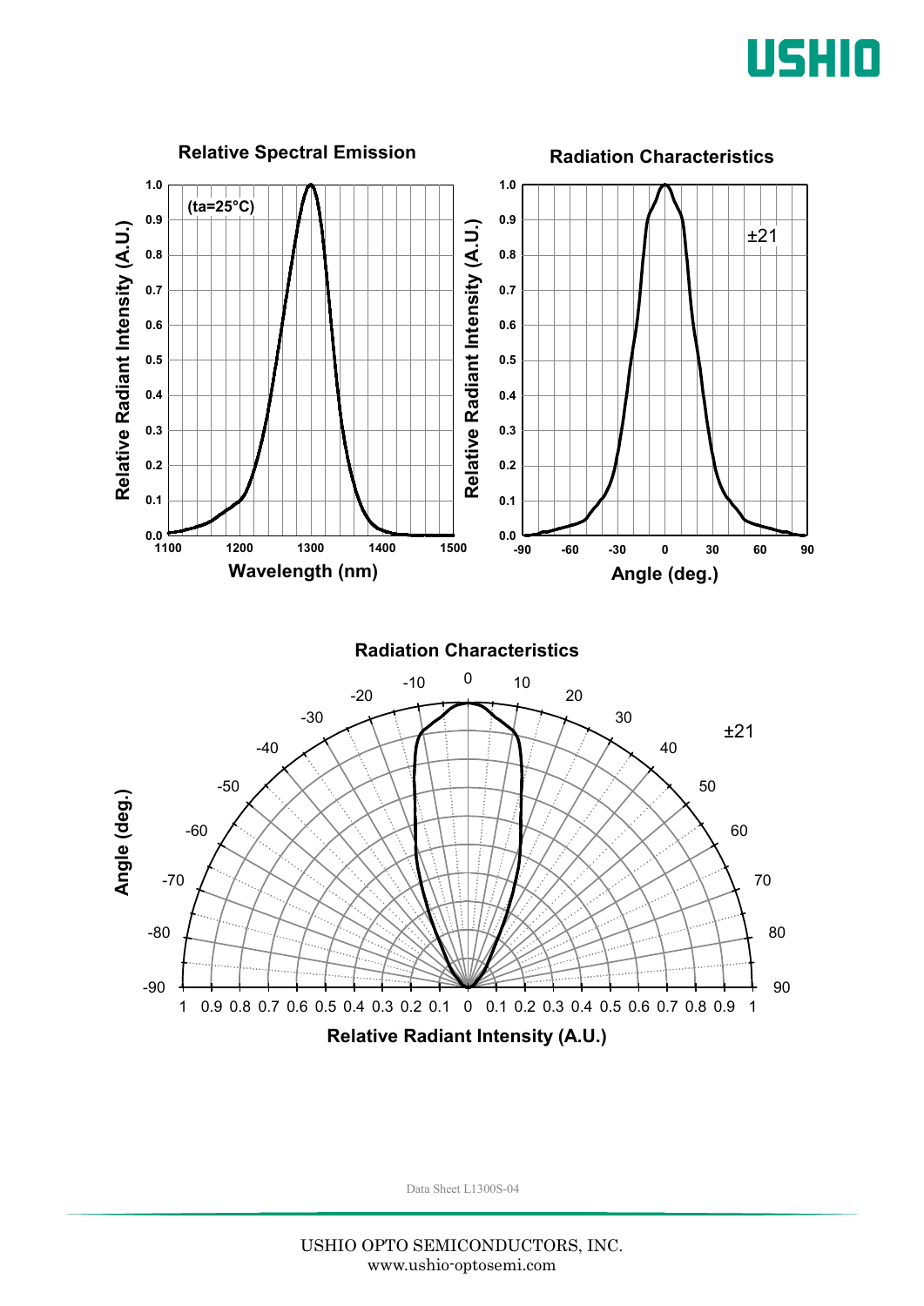### Relative Spectral Emission

(ta=25°C)

Relative Radiant Intensity (A.U.) vs. Wavelength (nm)

### Radiation Characteristics

±21

Relative Radiant Intensity (A.U.) vs. Angle (deg.)

### Radiation Characteristics

±21

Angle (deg.) vs. Relative Radiant Intensity (A.U.)

Data Sheet L1300S-04

USHIO OPTO SEMICONDUCTORS, INC.
www.ushio-optosemi.com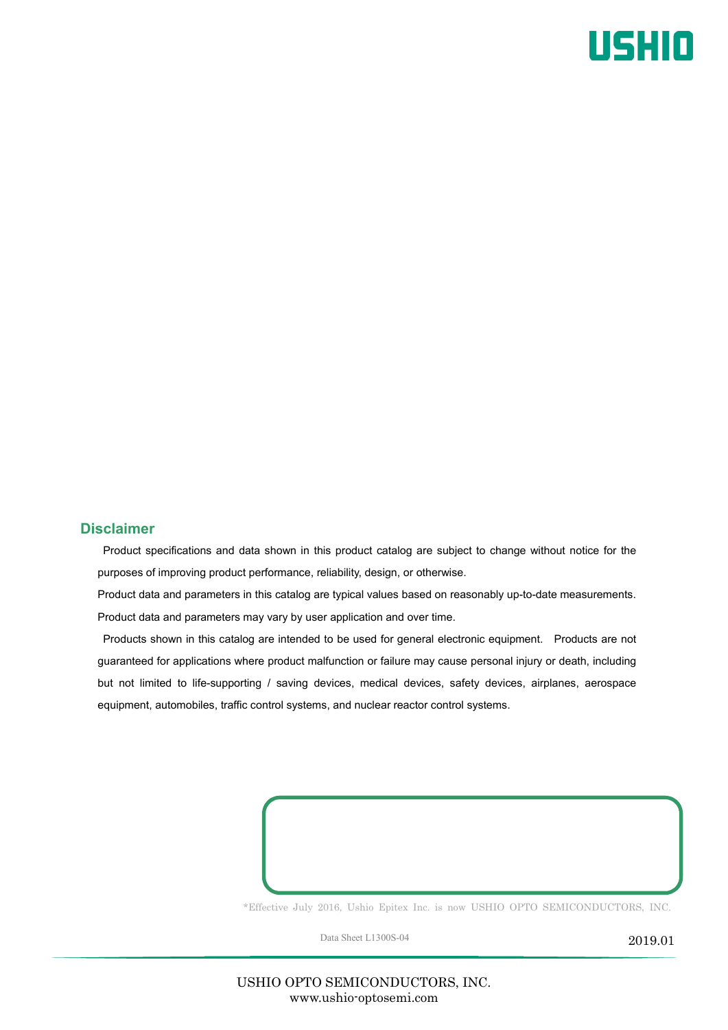## Disclaimer

Product specifications and data shown in this product catalog are subject to change without notice for the purposes of improving product performance, reliability, design, or otherwise.

Product data and parameters in this catalog are typical values based on reasonably up-to-date measurements. Product data and parameters may vary by user application and over time.

Products shown in this catalog are intended to be used for general electronic equipment. Products are not guaranteed for applications where product malfunction or failure may cause personal injury or death, including but not limited to life-supporting / saving devices, medical devices, safety devices, airplanes, aerospace equipment, automobiles, traffic control systems, and nuclear reactor control systems.

*Effective July 2016, Ushio Epitex Inc. is now USHIO OPTO SEMICONDUCTORS, INC.

Data Sheet L1300S-04

2019.01

USHIO OPTO SEMICONDUCTORS, INC.
www.ushio-optosemi.com